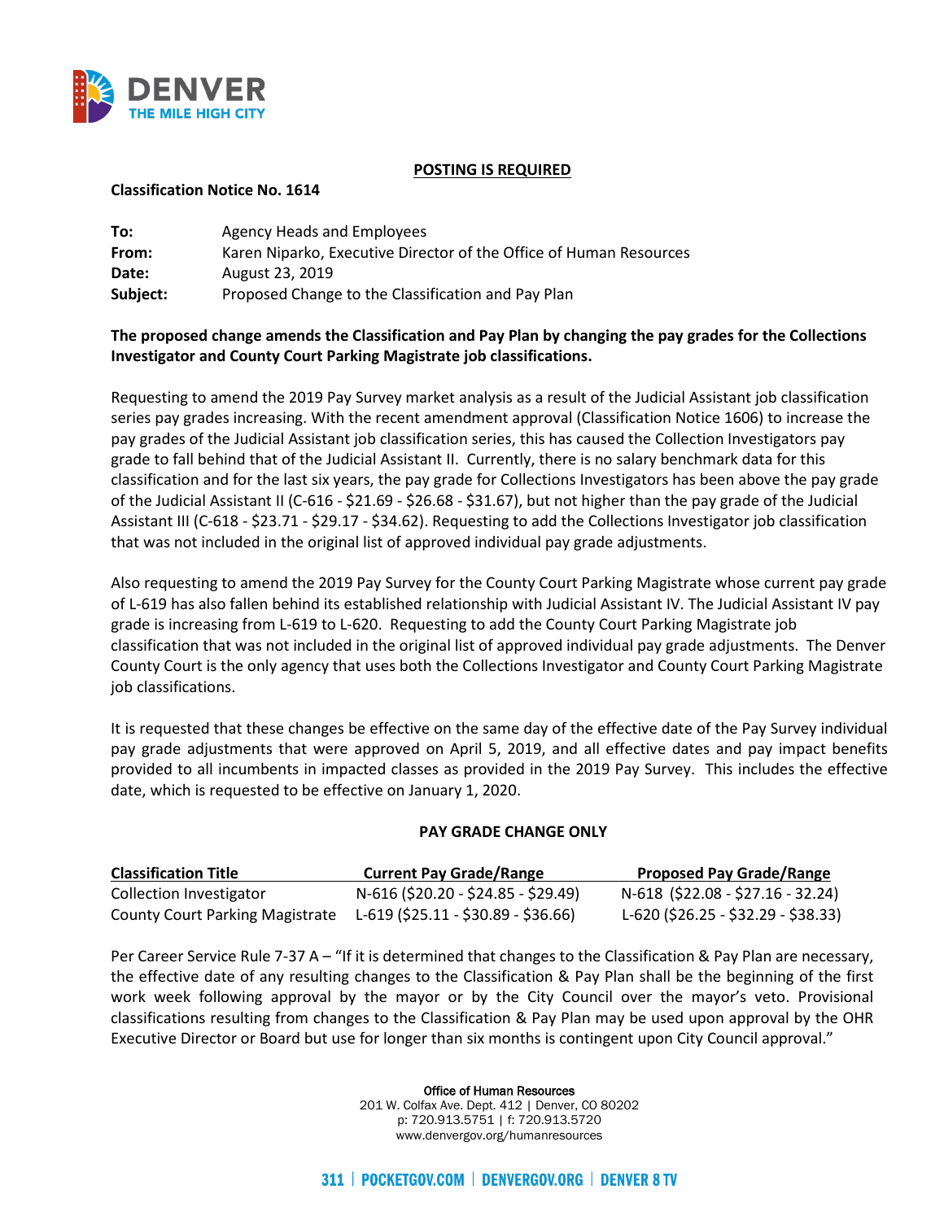**POSTING IS REQUIRED**

**Classification Notice No. 1614**

**To:** Agency Heads and Employees
**From:** Karen Niparko, Executive Director of the Office of Human Resources
**Date:** August 23, 2019
**Subject:** Proposed Change to the Classification and Pay Plan

**The proposed change amends the Classification and Pay Plan by changing the pay grades for the Collections Investigator and County Court Parking Magistrate job classifications.**

Requesting to amend the 2019 Pay Survey market analysis as a result of the Judicial Assistant job classification series pay grades increasing. With the recent amendment approval (Classification Notice 1606) to increase the pay grades of the Judicial Assistant job classification series, this has caused the Collection Investigators pay grade to fall behind that of the Judicial Assistant II. Currently, there is no salary benchmark data for this classification and for the last six years, the pay grade for Collections Investigators has been above the pay grade of the Judicial Assistant II (C-616 - $21.69 - $26.68 - $31.67), but not higher than the pay grade of the Judicial Assistant III (C-618 - $23.71 - $29.17 - $34.62). Requesting to add the Collections Investigator job classification that was not included in the original list of approved individual pay grade adjustments.

Also requesting to amend the 2019 Pay Survey for the County Court Parking Magistrate whose current pay grade of L-619 has also fallen behind its established relationship with Judicial Assistant IV. The Judicial Assistant IV pay grade is increasing from L-619 to L-620. Requesting to add the County Court Parking Magistrate job classification that was not included in the original list of approved individual pay grade adjustments. The Denver County Court is the only agency that uses both the Collections Investigator and County Court Parking Magistrate job classifications.

It is requested that these changes be effective on the same day of the effective date of the Pay Survey individual pay grade adjustments that were approved on April 5, 2019, and all effective dates and pay impact benefits provided to all incumbents in impacted classes as provided in the 2019 Pay Survey. This includes the effective date, which is requested to be effective on January 1, 2020.

**PAY GRADE CHANGE ONLY**

| Classification Title | Current Pay Grade/Range | Proposed Pay Grade/Range |
|---|---|---|
| Collection Investigator | N-616 ($20.20 - $24.85 - $29.49) | N-618 ($22.08 - $27.16 - 32.24) |
| County Court Parking Magistrate | L-619 ($25.11 - $30.89 - $36.66) | L-620 ($26.25 - $32.29 - $38.33) |

Per Career Service Rule 7-37 A – "If it is determined that changes to the Classification & Pay Plan are necessary, the effective date of any resulting changes to the Classification & Pay Plan shall be the beginning of the first work week following approval by the mayor or by the City Council over the mayor's veto. Provisional classifications resulting from changes to the Classification & Pay Plan may be used upon approval by the OHR Executive Director or Board but use for longer than six months is contingent upon City Council approval."

Office of Human Resources
201 W. Colfax Ave. Dept. 412 | Denver, CO 80202
p: 720.913.5751 | f: 720.913.5720
www.denvergov.org/humanresources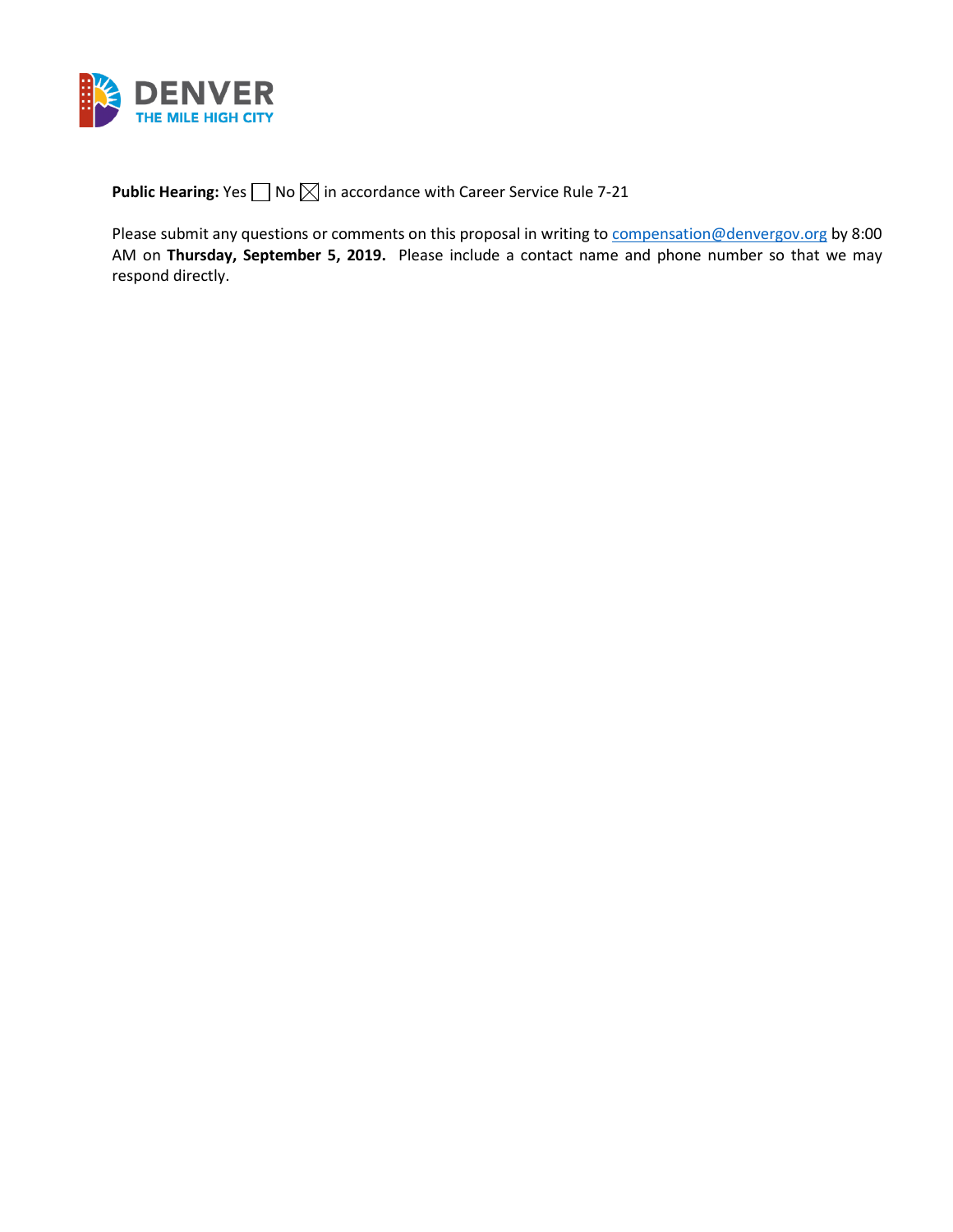**Public Hearing:** Yes ☐ No ☒ in accordance with Career Service Rule 7-21

Please submit any questions or comments on this proposal in writing to compensation@denvergov.org by 8:00 AM on **Thursday, September 5, 2019.** Please include a contact name and phone number so that we may respond directly.